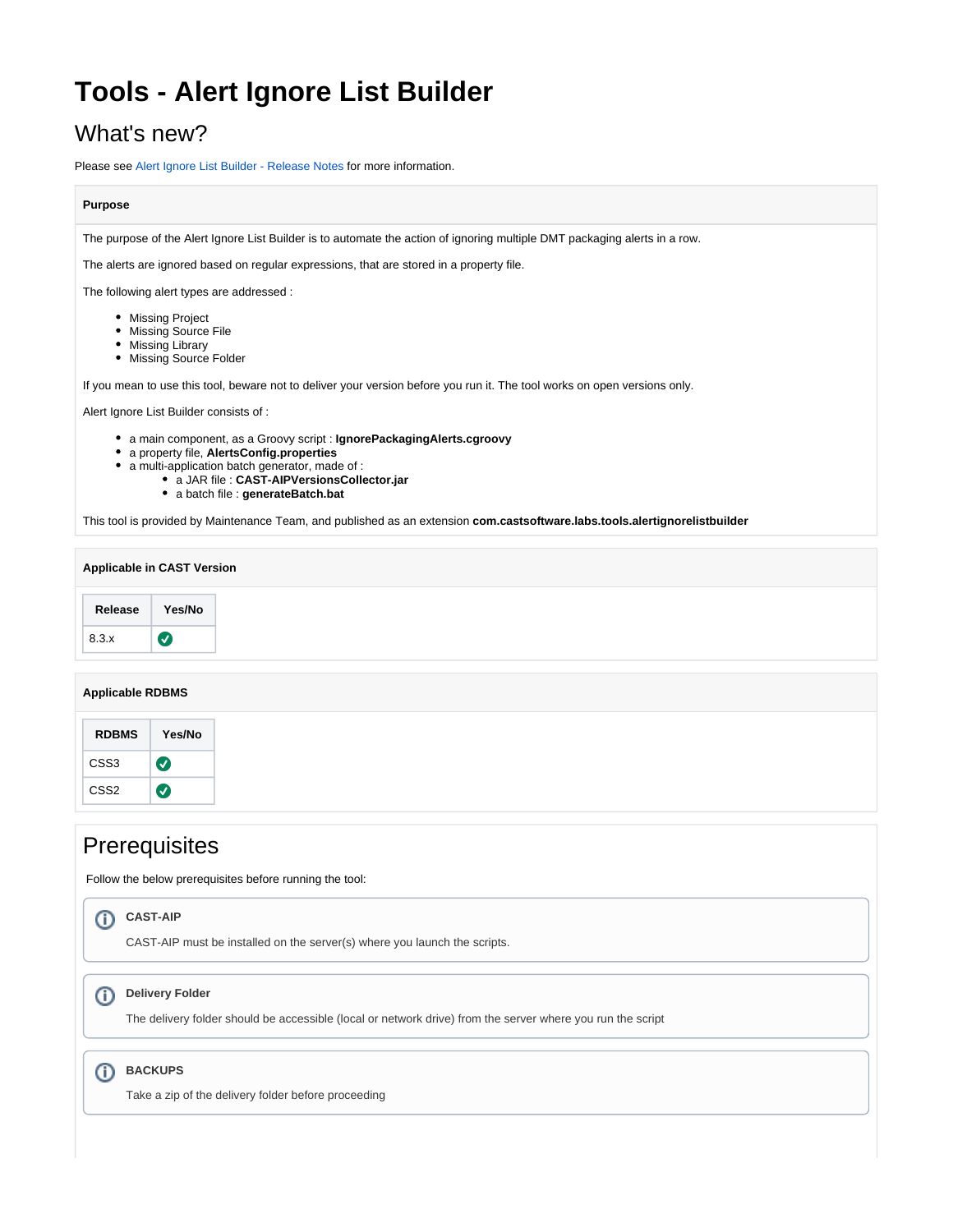# Tools - Alert Ignore List Builder

## What's new?

Please see Alert Ignore List Builder - Release Notes for more information.

**Purpose**

The purpose of the Alert Ignore List Builder is to automate the action of ignoring multiple DMT packaging alerts in a row.

The alerts are ignored based on regular expressions, that are stored in a property file.

The following alert types are addressed :

- Missing Project
- Missing Source File
- Missing Library
- Missing Source Folder

If you mean to use this tool, beware not to deliver your version before you run it. The tool works on open versions only.

Alert Ignore List Builder consists of :

- a main component, as a Groovy script : **IgnorePackagingAlerts.cgroovy**
- a property file, **AlertsConfig.properties**
- a multi-application batch generator, made of :
  - a JAR file : **CAST-AIPVersionsCollector.jar**
  - a batch file : **generateBatch.bat**

This tool is provided by Maintenance Team, and published as an extension **com.castsoftware.labs.tools.alertignorelistbuilder**

**Applicable in CAST Version**

| Release | Yes/No |
|---|---|
| 8.3.x | ✅ |

**Applicable RDBMS**

| RDBMS | Yes/No |
|---|---|
| CSS3 | ✅ |
| CSS2 | ✅ |

## Prerequisites

Follow the below prerequisites before running the tool:

**CAST-AIP**

CAST-AIP must be installed on the server(s) where you launch the scripts.

**Delivery Folder**

The delivery folder should be accessible (local or network drive) from the server where you run the script

**BACKUPS**

Take a zip of the delivery folder before proceeding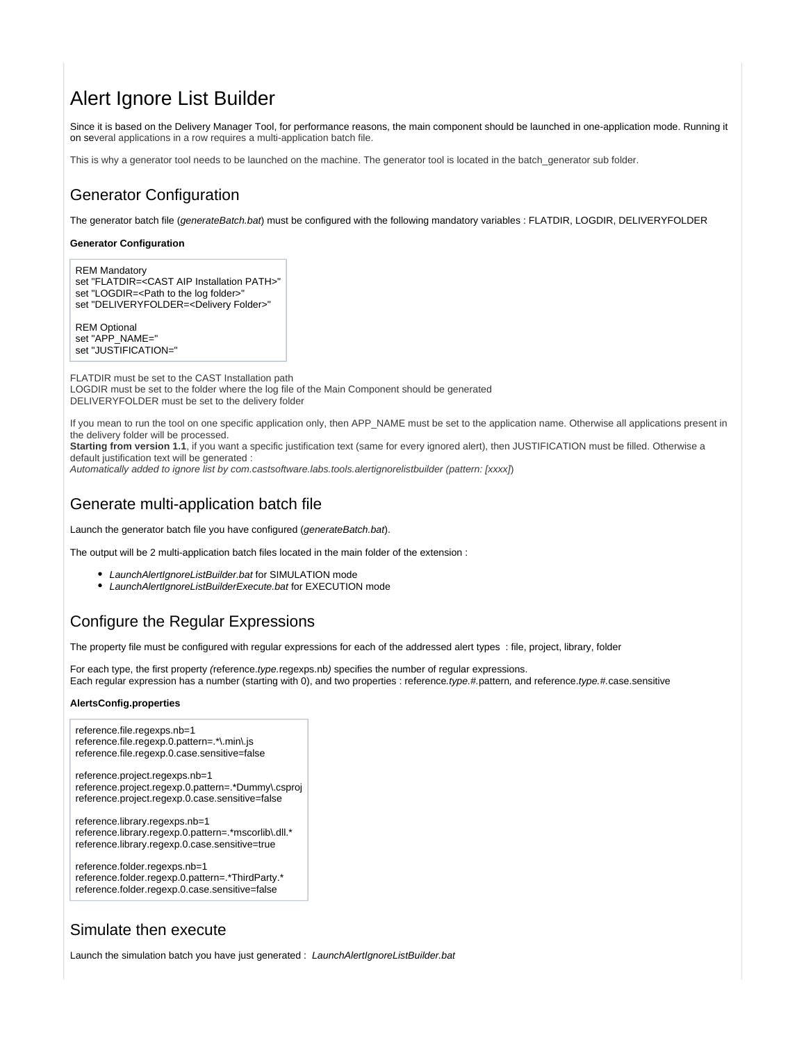# Alert Ignore List Builder

Since it is based on the Delivery Manager Tool, for performance reasons, the main component should be launched in one-application mode. Running it on several applications in a row requires a multi-application batch file.

This is why a generator tool needs to be launched on the machine. The generator tool is located in the batch_generator sub folder.

## Generator Configuration

The generator batch file (*generateBatch.bat*) must be configured with the following mandatory variables : FLATDIR, LOGDIR, DELIVERYFOLDER

**Generator Configuration**

```
REM Mandatory
set "FLATDIR=<CAST AIP Installation PATH>"
set "LOGDIR=<Path to the log folder>"
set "DELIVERYFOLDER=<Delivery Folder>"

REM Optional
set "APP_NAME="
set "JUSTIFICATION="
```

FLATDIR must be set to the CAST Installation path
LOGDIR must be set to the folder where the log file of the Main Component should be generated
DELIVERYFOLDER must be set to the delivery folder

If you mean to run the tool on one specific application only, then APP_NAME must be set to the application name. Otherwise all applications present in the delivery folder will be processed.
**Starting from version 1.1**, if you want a specific justification text (same for every ignored alert), then JUSTIFICATION must be filled. Otherwise a default justification text will be generated :
*Automatically added to ignore list by com.castsoftware.labs.tools.alertignorelistbuilder (pattern: [xxxx]*)

## Generate multi-application batch file

Launch the generator batch file you have configured (*generateBatch.bat*).

The output will be 2 multi-application batch files located in the main folder of the extension :

- *LaunchAlertIgnoreListBuilder.bat* for SIMULATION mode
- *LaunchAlertIgnoreListBuilderExecute.bat* for EXECUTION mode

## Configure the Regular Expressions

The property file must be configured with regular expressions for each of the addressed alert types : file, project, library, folder

For each type, the first property *(*reference.*type*.regexps.nb*)* specifies the number of regular expressions.
Each regular expression has a number (starting with 0), and two properties : reference*.type.#.*pattern*,* and reference*.type.#.*case.sensitive

**AlertsConfig.properties**

```
reference.file.regexps.nb=1
reference.file.regexp.0.pattern=.*\.min\.js
reference.file.regexp.0.case.sensitive=false

reference.project.regexps.nb=1
reference.project.regexp.0.pattern=.*Dummy\.csproj
reference.project.regexp.0.case.sensitive=false

reference.library.regexps.nb=1
reference.library.regexp.0.pattern=.*mscorlib\.dll.*
reference.library.regexp.0.case.sensitive=true

reference.folder.regexps.nb=1
reference.folder.regexp.0.pattern=.*ThirdParty.*
reference.folder.regexp.0.case.sensitive=false
```

## Simulate then execute

Launch the simulation batch you have just generated : *LaunchAlertIgnoreListBuilder.bat*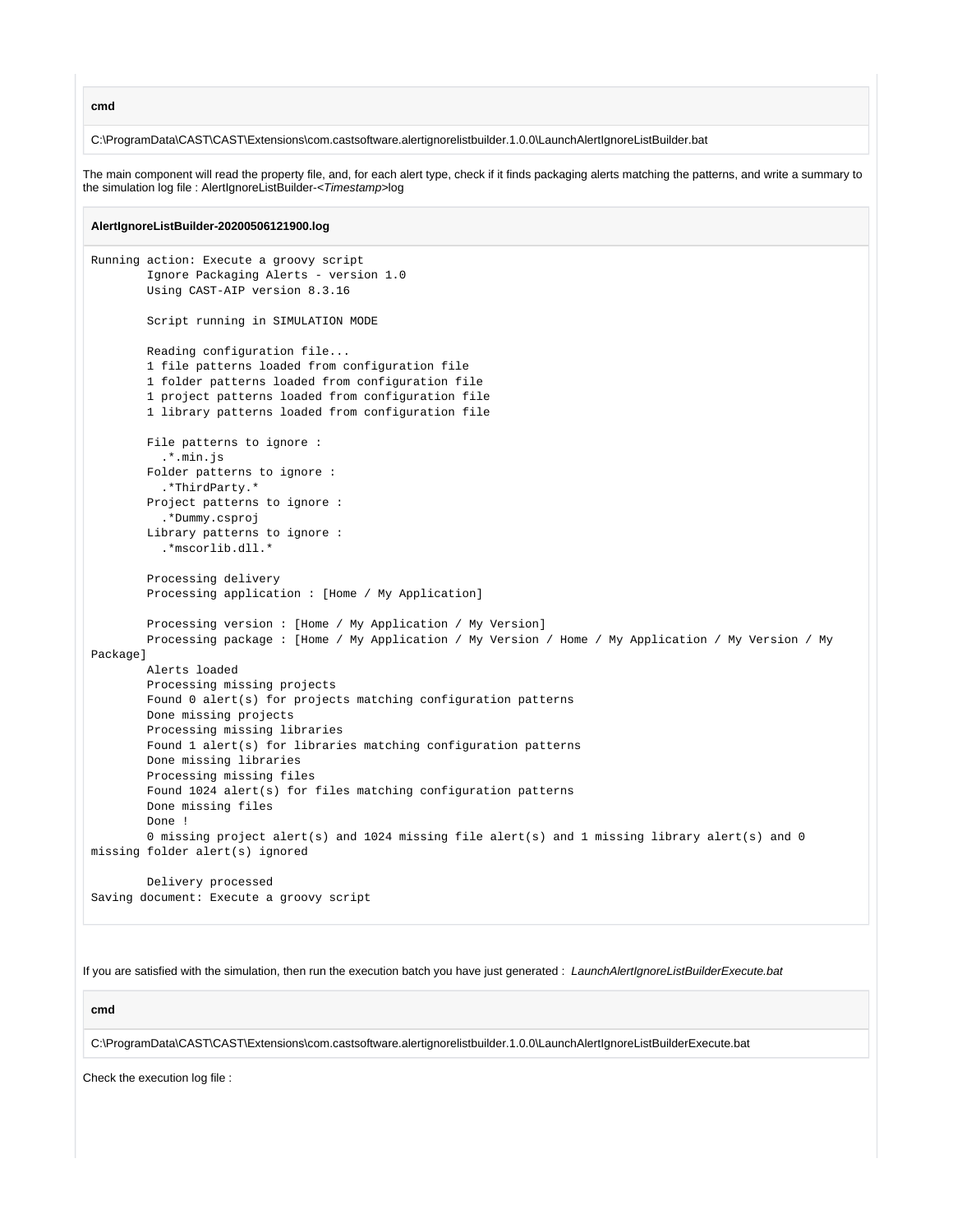**cmd**

```
C:\ProgramData\CAST\CAST\Extensions\com.castsoftware.alertignorelistbuilder.1.0.0\LaunchAlertIgnoreListBuilder.bat
```

The main component will read the property file, and, for each alert type, check if it finds packaging alerts matching the patterns, and write a summary to the simulation log file : AlertIgnoreListBuilder-<*Timestamp*>log

**AlertIgnoreListBuilder-20200506121900.log**

```
Running action: Execute a groovy script
        Ignore Packaging Alerts - version 1.0
        Using CAST-AIP version 8.3.16

        Script running in SIMULATION MODE

        Reading configuration file...
        1 file patterns loaded from configuration file
        1 folder patterns loaded from configuration file
        1 project patterns loaded from configuration file
        1 library patterns loaded from configuration file

        File patterns to ignore :
          .*.min.js
        Folder patterns to ignore :
          .*ThirdParty.*
        Project patterns to ignore :
          .*Dummy.csproj
        Library patterns to ignore :
          .*mscorlib.dll.*

        Processing delivery
        Processing application : [Home / My Application]

        Processing version : [Home / My Application / My Version]
        Processing package : [Home / My Application / My Version / Home / My Application / My Version / My 
Package]
        Alerts loaded
        Processing missing projects
        Found 0 alert(s) for projects matching configuration patterns
        Done missing projects
        Processing missing libraries
        Found 1 alert(s) for libraries matching configuration patterns
        Done missing libraries
        Processing missing files
        Found 1024 alert(s) for files matching configuration patterns
        Done missing files
        Done !
        0 missing project alert(s) and 1024 missing file alert(s) and 1 missing library alert(s) and 0 
missing folder alert(s) ignored

        Delivery processed
Saving document: Execute a groovy script
```

If you are satisfied with the simulation, then run the execution batch you have just generated : *LaunchAlertIgnoreListBuilderExecute.bat*

**cmd**

```
C:\ProgramData\CAST\CAST\Extensions\com.castsoftware.alertignorelistbuilder.1.0.0\LaunchAlertIgnoreListBuilderExecute.bat
```

Check the execution log file :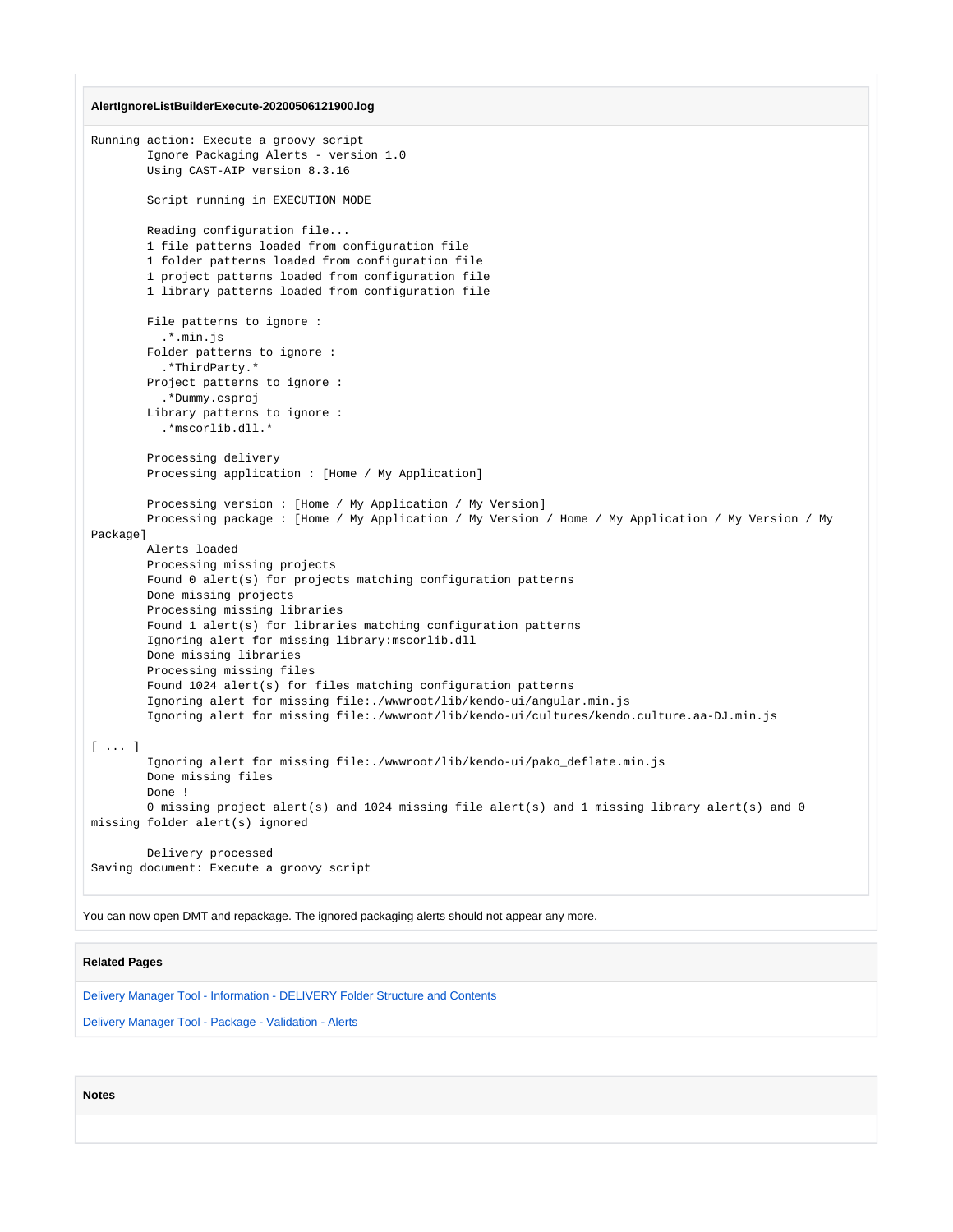**AlertIgnoreListBuilderExecute-20200506121900.log**

```
Running action: Execute a groovy script
        Ignore Packaging Alerts - version 1.0
        Using CAST-AIP version 8.3.16

        Script running in EXECUTION MODE

        Reading configuration file...
        1 file patterns loaded from configuration file
        1 folder patterns loaded from configuration file
        1 project patterns loaded from configuration file
        1 library patterns loaded from configuration file

        File patterns to ignore :
          .*.min.js
        Folder patterns to ignore :
          .*ThirdParty.*
        Project patterns to ignore :
          .*Dummy.csproj
        Library patterns to ignore :
          .*mscorlib.dll.*

        Processing delivery
        Processing application : [Home / My Application]

        Processing version : [Home / My Application / My Version]
        Processing package : [Home / My Application / My Version / Home / My Application / My Version / My
Package]
        Alerts loaded
        Processing missing projects
        Found 0 alert(s) for projects matching configuration patterns
        Done missing projects
        Processing missing libraries
        Found 1 alert(s) for libraries matching configuration patterns
        Ignoring alert for missing library:mscorlib.dll
        Done missing libraries
        Processing missing files
        Found 1024 alert(s) for files matching configuration patterns
        Ignoring alert for missing file:./wwwroot/lib/kendo-ui/angular.min.js
        Ignoring alert for missing file:./wwwroot/lib/kendo-ui/cultures/kendo.culture.aa-DJ.min.js

[ ... ]
        Ignoring alert for missing file:./wwwroot/lib/kendo-ui/pako_deflate.min.js
        Done missing files
        Done !
        0 missing project alert(s) and 1024 missing file alert(s) and 1 missing library alert(s) and 0
missing folder alert(s) ignored

        Delivery processed
Saving document: Execute a groovy script
```

You can now open DMT and repackage. The ignored packaging alerts should not appear any more.

**Related Pages**

Delivery Manager Tool - Information - DELIVERY Folder Structure and Contents

Delivery Manager Tool - Package - Validation - Alerts

**Notes**